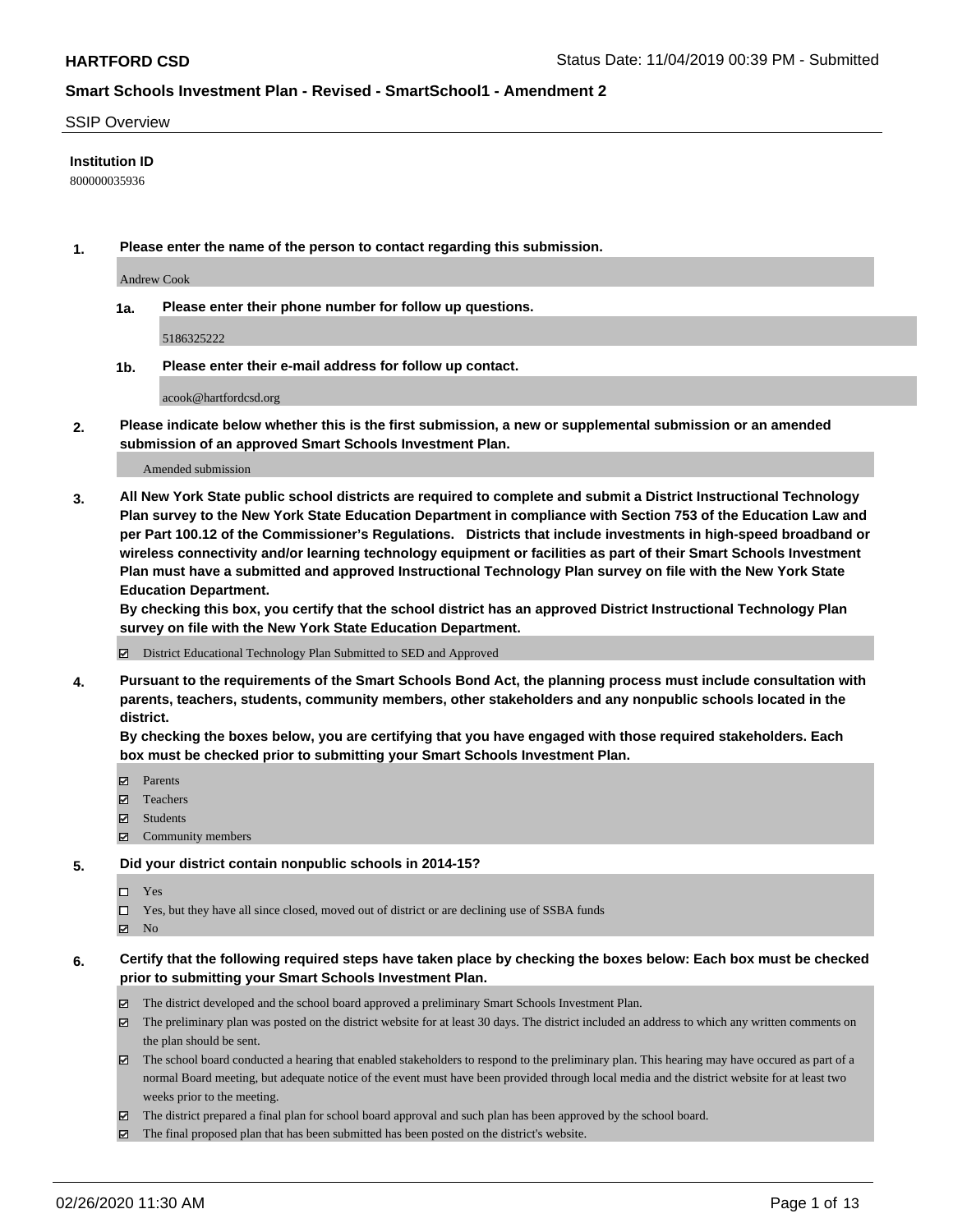# Smart Schools Investment Plan - Revised - SmartSchool1 - Amendment 2

## SSIP Overview

**Institution ID**

800000035936

**1. Please enter the name of the person to contact regarding this submission.**

Andrew Cook

**1a. Please enter their phone number for follow up questions.**

5186325222

**1b. Please enter their e-mail address for follow up contact.**

acook@hartfordcsd.org

**2. Please indicate below whether this is the first submission, a new or supplemental submission or an amended submission of an approved Smart Schools Investment Plan.**

Amended submission

**3. All New York State public school districts are required to complete and submit a District Instructional Technology Plan survey to the New York State Education Department in compliance with Section 753 of the Education Law and per Part 100.12 of the Commissioner's Regulations. Districts that include investments in high-speed broadband or wireless connectivity and/or learning technology equipment or facilities as part of their Smart Schools Investment Plan must have a submitted and approved Instructional Technology Plan survey on file with the New York State Education Department.**

**By checking this box, you certify that the school district has an approved District Instructional Technology Plan survey on file with the New York State Education Department.**

- [x] District Educational Technology Plan Submitted to SED and Approved

**4. Pursuant to the requirements of the Smart Schools Bond Act, the planning process must include consultation with parents, teachers, students, community members, other stakeholders and any nonpublic schools located in the district.**

**By checking the boxes below, you are certifying that you have engaged with those required stakeholders. Each box must be checked prior to submitting your Smart Schools Investment Plan.**

- [x] Parents
- [x] Teachers
- [x] Students
- [x] Community members

**5. Did your district contain nonpublic schools in 2014-15?**

- [ ] Yes
- [ ] Yes, but they have all since closed, moved out of district or are declining use of SSBA funds
- [x] No

**6. Certify that the following required steps have taken place by checking the boxes below: Each box must be checked prior to submitting your Smart Schools Investment Plan.**

- [x] The district developed and the school board approved a preliminary Smart Schools Investment Plan.
- [x] The preliminary plan was posted on the district website for at least 30 days. The district included an address to which any written comments on the plan should be sent.
- [x] The school board conducted a hearing that enabled stakeholders to respond to the preliminary plan. This hearing may have occured as part of a normal Board meeting, but adequate notice of the event must have been provided through local media and the district website for at least two weeks prior to the meeting.
- [x] The district prepared a final plan for school board approval and such plan has been approved by the school board.
- [x] The final proposed plan that has been submitted has been posted on the district's website.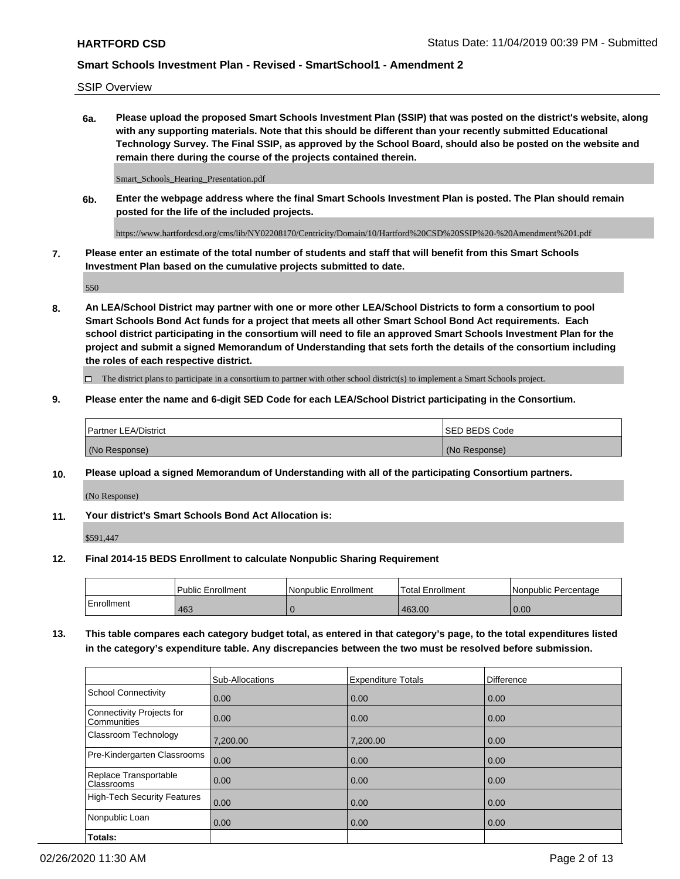SSIP Overview

**6a. Please upload the proposed Smart Schools Investment Plan (SSIP) that was posted on the district's website, along with any supporting materials. Note that this should be different than your recently submitted Educational Technology Survey. The Final SSIP, as approved by the School Board, should also be posted on the website and remain there during the course of the projects contained therein.**

Smart_Schools_Hearing_Presentation.pdf

**6b. Enter the webpage address where the final Smart Schools Investment Plan is posted. The Plan should remain posted for the life of the included projects.**

https://www.hartfordcsd.org/cms/lib/NY02208170/Centricity/Domain/10/Hartford%20CSD%20SSIP%20-%20Amendment%201.pdf

**7. Please enter an estimate of the total number of students and staff that will benefit from this Smart Schools Investment Plan based on the cumulative projects submitted to date.**

550

**8. An LEA/School District may partner with one or more other LEA/School Districts to form a consortium to pool Smart Schools Bond Act funds for a project that meets all other Smart School Bond Act requirements. Each school district participating in the consortium will need to file an approved Smart Schools Investment Plan for the project and submit a signed Memorandum of Understanding that sets forth the details of the consortium including the roles of each respective district.**

☐ The district plans to participate in a consortium to partner with other school district(s) to implement a Smart Schools project.

**9. Please enter the name and 6-digit SED Code for each LEA/School District participating in the Consortium.**

| Partner LEA/District | SED BEDS Code |
|---|---|
| (No Response) | (No Response) |

**10. Please upload a signed Memorandum of Understanding with all of the participating Consortium partners.**

(No Response)

**11. Your district's Smart Schools Bond Act Allocation is:**

$591,447

**12. Final 2014-15 BEDS Enrollment to calculate Nonpublic Sharing Requirement**

| | Public Enrollment | Nonpublic Enrollment | Total Enrollment | Nonpublic Percentage |
|---|---|---|---|---|
| Enrollment | 463 | 0 | 463.00 | 0.00 |

**13. This table compares each category budget total, as entered in that category's page, to the total expenditures listed in the category's expenditure table. Any discrepancies between the two must be resolved before submission.**

| | Sub-Allocations | Expenditure Totals | Difference |
|---|---|---|---|
| School Connectivity | 0.00 | 0.00 | 0.00 |
| Connectivity Projects for Communities | 0.00 | 0.00 | 0.00 |
| Classroom Technology | 7,200.00 | 7,200.00 | 0.00 |
| Pre-Kindergarten Classrooms | 0.00 | 0.00 | 0.00 |
| Replace Transportable Classrooms | 0.00 | 0.00 | 0.00 |
| High-Tech Security Features | 0.00 | 0.00 | 0.00 |
| Nonpublic Loan | 0.00 | 0.00 | 0.00 |
| **Totals:** | | | |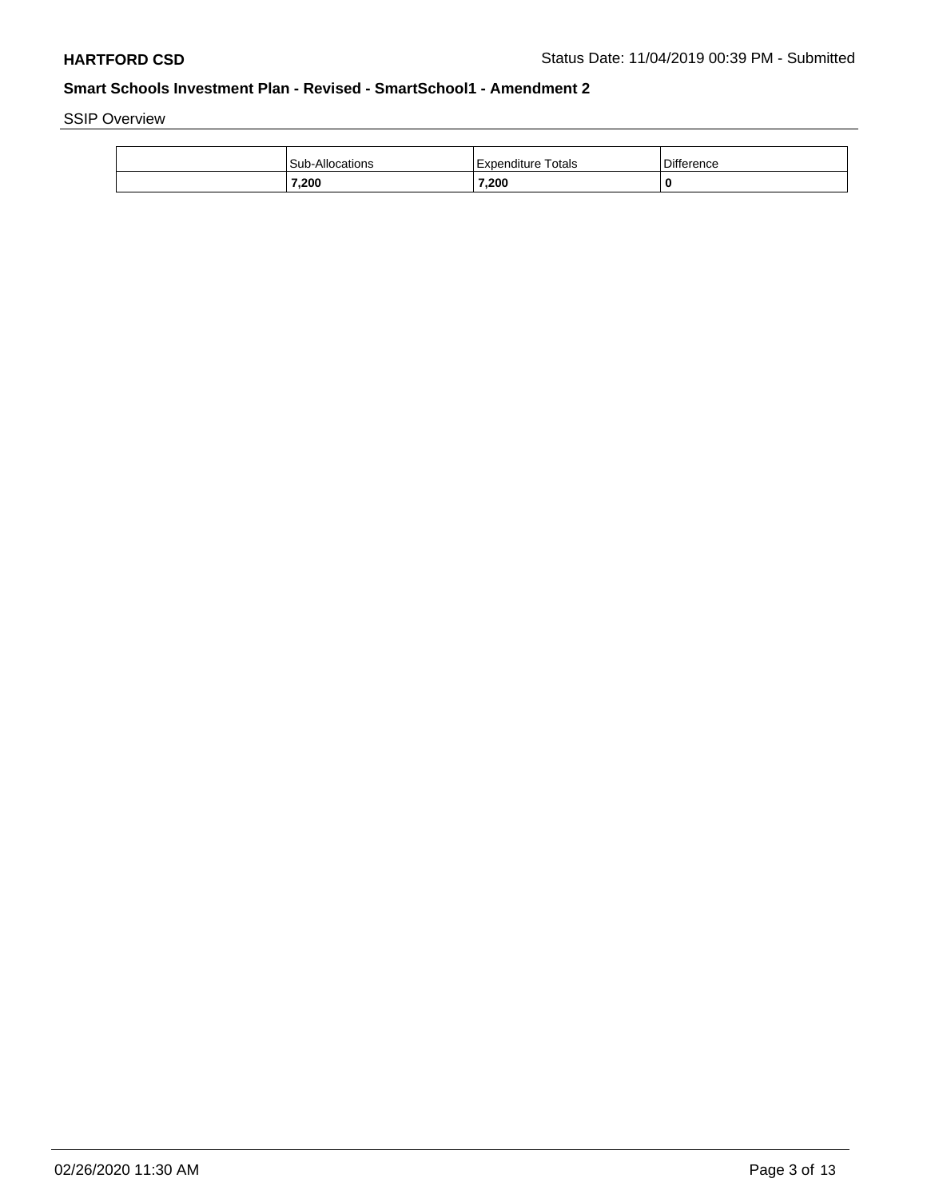SSIP Overview

| | Sub-Allocations | Expenditure Totals | Difference |
|---|---|---|---|
| | **7,200** | **7,200** | **0** |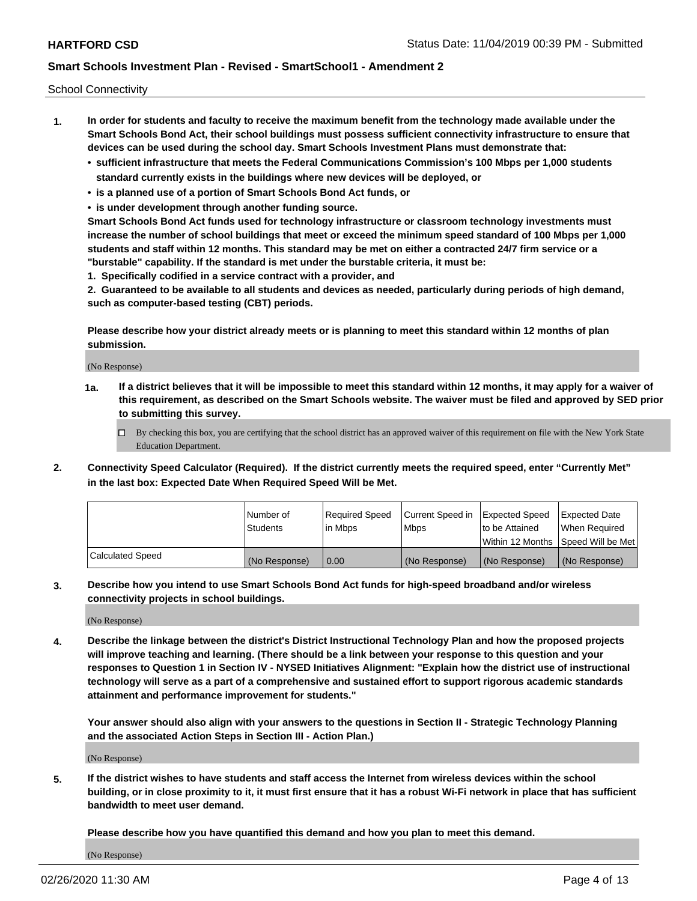School Connectivity

1. **In order for students and faculty to receive the maximum benefit from the technology made available under the Smart Schools Bond Act, their school buildings must possess sufficient connectivity infrastructure to ensure that devices can be used during the school day. Smart Schools Investment Plans must demonstrate that:**
   - **sufficient infrastructure that meets the Federal Communications Commission's 100 Mbps per 1,000 students standard currently exists in the buildings where new devices will be deployed, or**
   - **is a planned use of a portion of Smart Schools Bond Act funds, or**
   - **is under development through another funding source.**

   **Smart Schools Bond Act funds used for technology infrastructure or classroom technology investments must increase the number of school buildings that meet or exceed the minimum speed standard of 100 Mbps per 1,000 students and staff within 12 months. This standard may be met on either a contracted 24/7 firm service or a "burstable" capability. If the standard is met under the burstable criteria, it must be:**

   **1. Specifically codified in a service contract with a provider, and**

   **2. Guaranteed to be available to all students and devices as needed, particularly during periods of high demand, such as computer-based testing (CBT) periods.**

   **Please describe how your district already meets or is planning to meet this standard within 12 months of plan submission.**

   (No Response)

   **1a. If a district believes that it will be impossible to meet this standard within 12 months, it may apply for a waiver of this requirement, as described on the Smart Schools website. The waiver must be filed and approved by SED prior to submitting this survey.**

   ☐ By checking this box, you are certifying that the school district has an approved waiver of this requirement on file with the New York State Education Department.

2. **Connectivity Speed Calculator (Required). If the district currently meets the required speed, enter "Currently Met" in the last box: Expected Date When Required Speed Will be Met.**

| | Number of Students | Required Speed in Mbps | Current Speed in Mbps | Expected Speed to be Attained Within 12 Months | Expected Date When Required Speed Will be Met |
|---|---|---|---|---|---|
| Calculated Speed | (No Response) | 0.00 | (No Response) | (No Response) | (No Response) |

3. **Describe how you intend to use Smart Schools Bond Act funds for high-speed broadband and/or wireless connectivity projects in school buildings.**

   (No Response)

4. **Describe the linkage between the district's District Instructional Technology Plan and how the proposed projects will improve teaching and learning. (There should be a link between your response to this question and your responses to Question 1 in Section IV - NYSED Initiatives Alignment: "Explain how the district use of instructional technology will serve as a part of a comprehensive and sustained effort to support rigorous academic standards attainment and performance improvement for students."**

   **Your answer should also align with your answers to the questions in Section II - Strategic Technology Planning and the associated Action Steps in Section III - Action Plan.)**

   (No Response)

5. **If the district wishes to have students and staff access the Internet from wireless devices within the school building, or in close proximity to it, it must first ensure that it has a robust Wi-Fi network in place that has sufficient bandwidth to meet user demand.**

   **Please describe how you have quantified this demand and how you plan to meet this demand.**

   (No Response)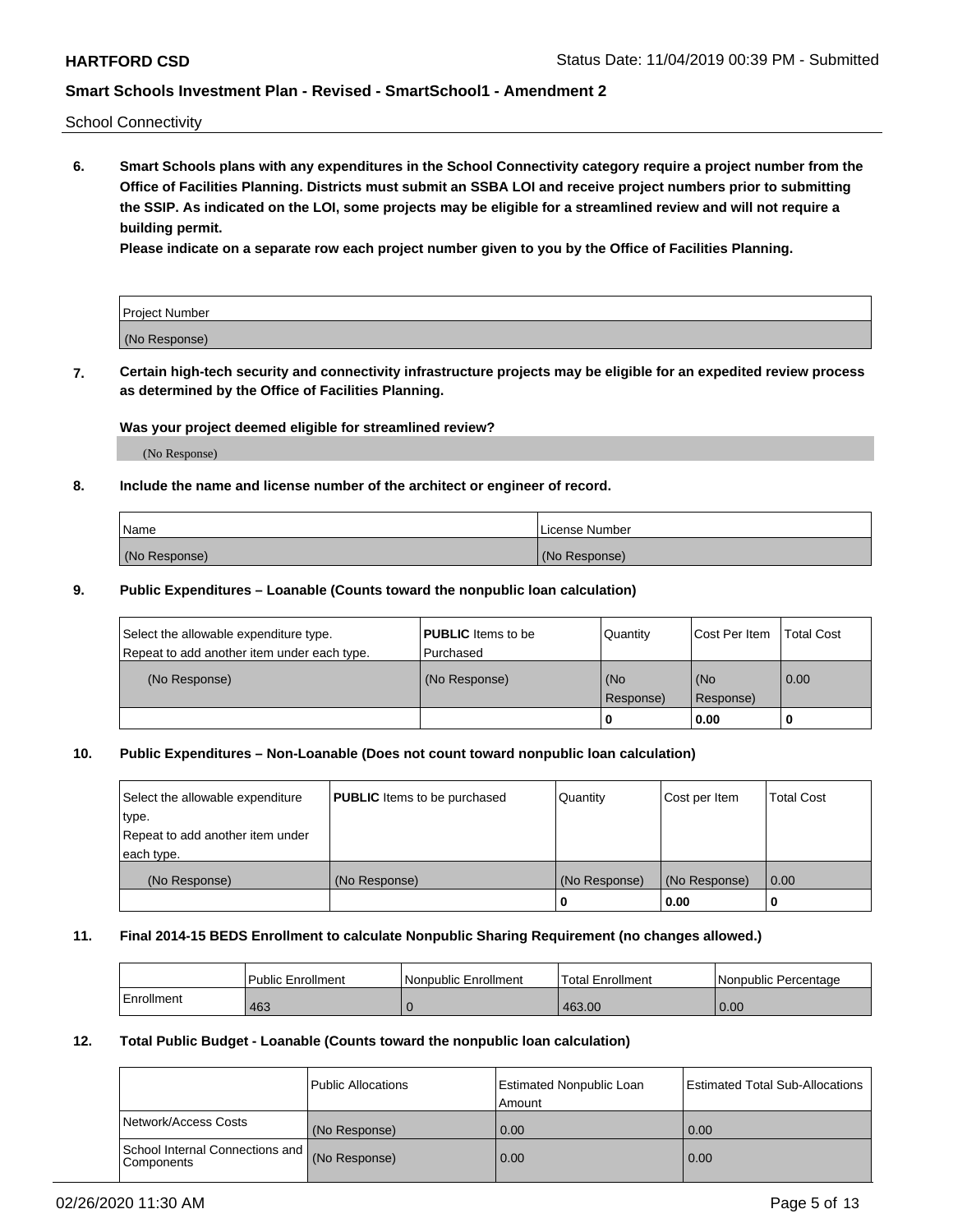School Connectivity

**6. Smart Schools plans with any expenditures in the School Connectivity category require a project number from the Office of Facilities Planning. Districts must submit an SSBA LOI and receive project numbers prior to submitting the SSIP. As indicated on the LOI, some projects may be eligible for a streamlined review and will not require a building permit.**

**Please indicate on a separate row each project number given to you by the Office of Facilities Planning.**

| Project Number |
| --- |
| (No Response) |

**7. Certain high-tech security and connectivity infrastructure projects may be eligible for an expedited review process as determined by the Office of Facilities Planning.**

**Was your project deemed eligible for streamlined review?**

(No Response)

**8. Include the name and license number of the architect or engineer of record.**

| Name | License Number |
| --- | --- |
| (No Response) | (No Response) |

**9. Public Expenditures – Loanable (Counts toward the nonpublic loan calculation)**

| Select the allowable expenditure type. Repeat to add another item under each type. | **PUBLIC** Items to be Purchased | Quantity | Cost Per Item | Total Cost |
| --- | --- | --- | --- | --- |
| (No Response) | (No Response) | (No Response) | (No Response) | 0.00 |
| | | 0 | 0.00 | 0 |

**10. Public Expenditures – Non-Loanable (Does not count toward nonpublic loan calculation)**

| Select the allowable expenditure type. Repeat to add another item under each type. | **PUBLIC** Items to be purchased | Quantity | Cost per Item | Total Cost |
| --- | --- | --- | --- | --- |
| (No Response) | (No Response) | (No Response) | (No Response) | 0.00 |
| | | 0 | 0.00 | 0 |

**11. Final 2014-15 BEDS Enrollment to calculate Nonpublic Sharing Requirement (no changes allowed.)**

| | Public Enrollment | Nonpublic Enrollment | Total Enrollment | Nonpublic Percentage |
| --- | --- | --- | --- | --- |
| Enrollment | 463 | 0 | 463.00 | 0.00 |

**12. Total Public Budget - Loanable (Counts toward the nonpublic loan calculation)**

| | Public Allocations | Estimated Nonpublic Loan Amount | Estimated Total Sub-Allocations |
| --- | --- | --- | --- |
| Network/Access Costs | (No Response) | 0.00 | 0.00 |
| School Internal Connections and Components | (No Response) | 0.00 | 0.00 |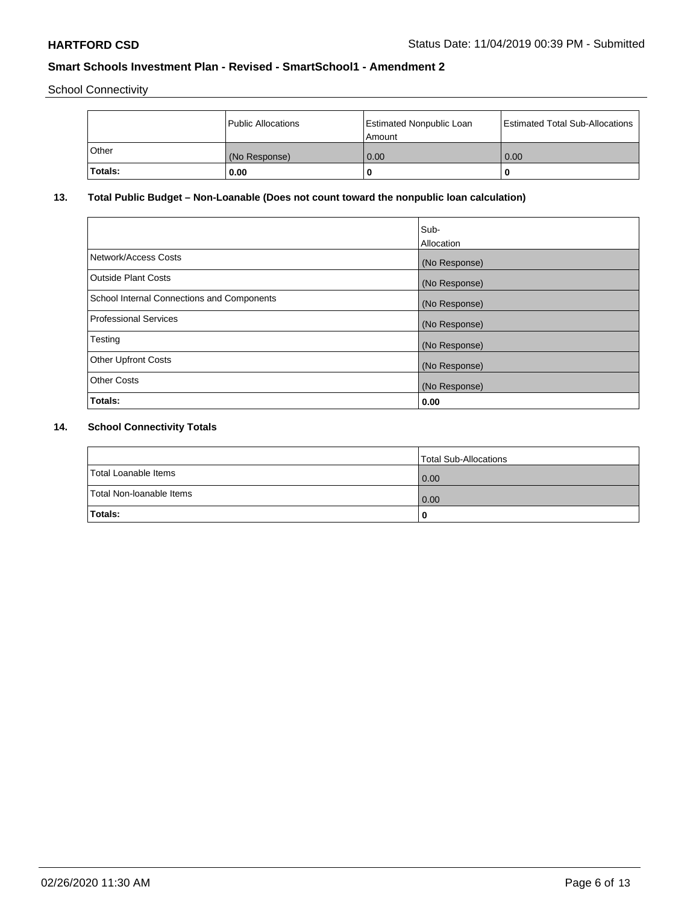School Connectivity

| | Public Allocations | Estimated Nonpublic Loan Amount | Estimated Total Sub-Allocations |
|---|---|---|---|
| Other | (No Response) | 0.00 | 0.00 |
| **Totals:** | **0.00** | **0** | **0** |

## 13. Total Public Budget – Non-Loanable (Does not count toward the nonpublic loan calculation)

| | Sub-Allocation |
|---|---|
| Network/Access Costs | (No Response) |
| Outside Plant Costs | (No Response) |
| School Internal Connections and Components | (No Response) |
| Professional Services | (No Response) |
| Testing | (No Response) |
| Other Upfront Costs | (No Response) |
| Other Costs | (No Response) |
| **Totals:** | **0.00** |

## 14. School Connectivity Totals

| | Total Sub-Allocations |
|---|---|
| Total Loanable Items | 0.00 |
| Total Non-loanable Items | 0.00 |
| **Totals:** | **0** |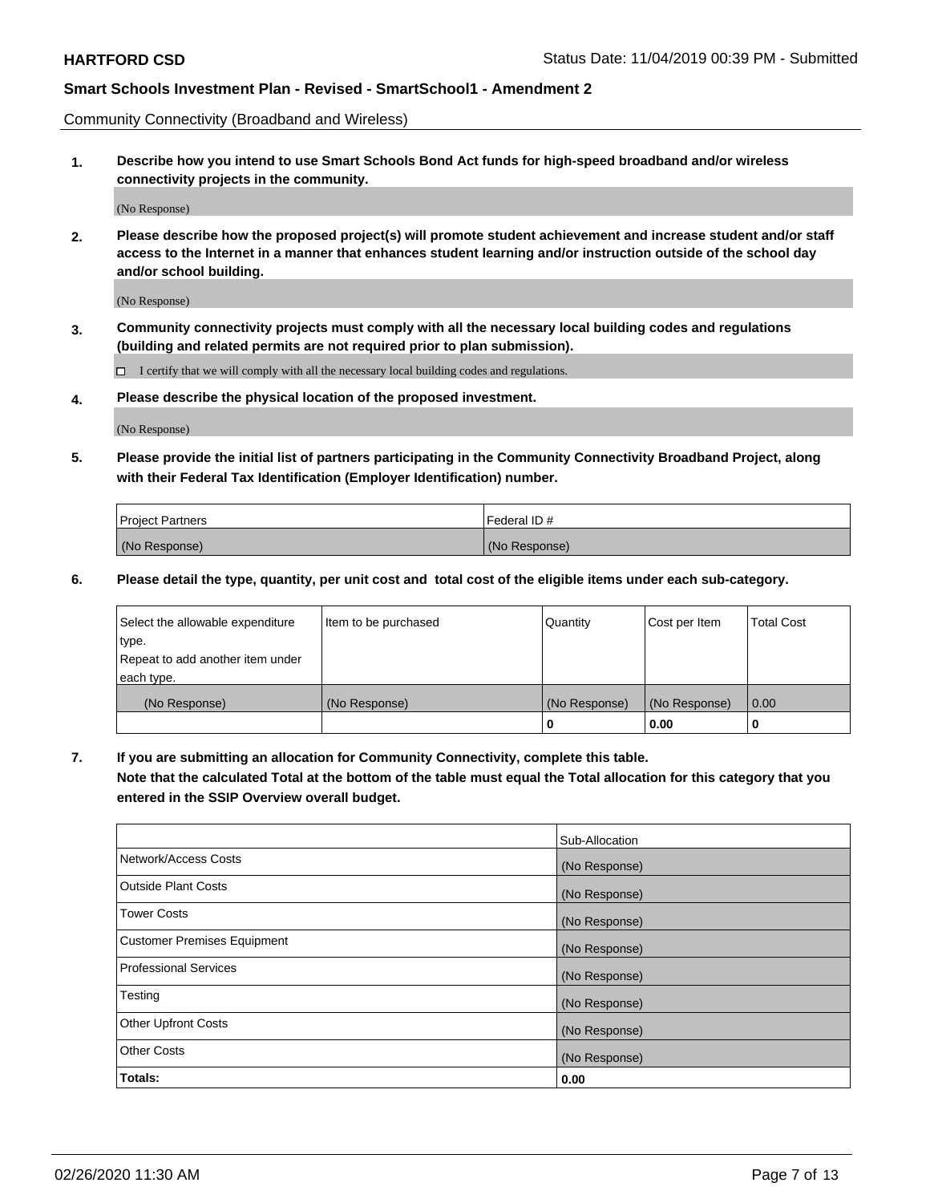Community Connectivity (Broadband and Wireless)

**1. Describe how you intend to use Smart Schools Bond Act funds for high-speed broadband and/or wireless connectivity projects in the community.**

(No Response)

**2. Please describe how the proposed project(s) will promote student achievement and increase student and/or staff access to the Internet in a manner that enhances student learning and/or instruction outside of the school day and/or school building.**

(No Response)

**3. Community connectivity projects must comply with all the necessary local building codes and regulations (building and related permits are not required prior to plan submission).**

☐ I certify that we will comply with all the necessary local building codes and regulations.

**4. Please describe the physical location of the proposed investment.**

(No Response)

**5. Please provide the initial list of partners participating in the Community Connectivity Broadband Project, along with their Federal Tax Identification (Employer Identification) number.**

| Project Partners | Federal ID # |
|---|---|
| (No Response) | (No Response) |

**6. Please detail the type, quantity, per unit cost and total cost of the eligible items under each sub-category.**

| Select the allowable expenditure type. Repeat to add another item under each type. | Item to be purchased | Quantity | Cost per Item | Total Cost |
|---|---|---|---|---|
| (No Response) | (No Response) | (No Response) | (No Response) | 0.00 |
| | | 0 | 0.00 | 0 |

**7. If you are submitting an allocation for Community Connectivity, complete this table. Note that the calculated Total at the bottom of the table must equal the Total allocation for this category that you entered in the SSIP Overview overall budget.**

| | Sub-Allocation |
|---|---|
| Network/Access Costs | (No Response) |
| Outside Plant Costs | (No Response) |
| Tower Costs | (No Response) |
| Customer Premises Equipment | (No Response) |
| Professional Services | (No Response) |
| Testing | (No Response) |
| Other Upfront Costs | (No Response) |
| Other Costs | (No Response) |
| **Totals:** | **0.00** |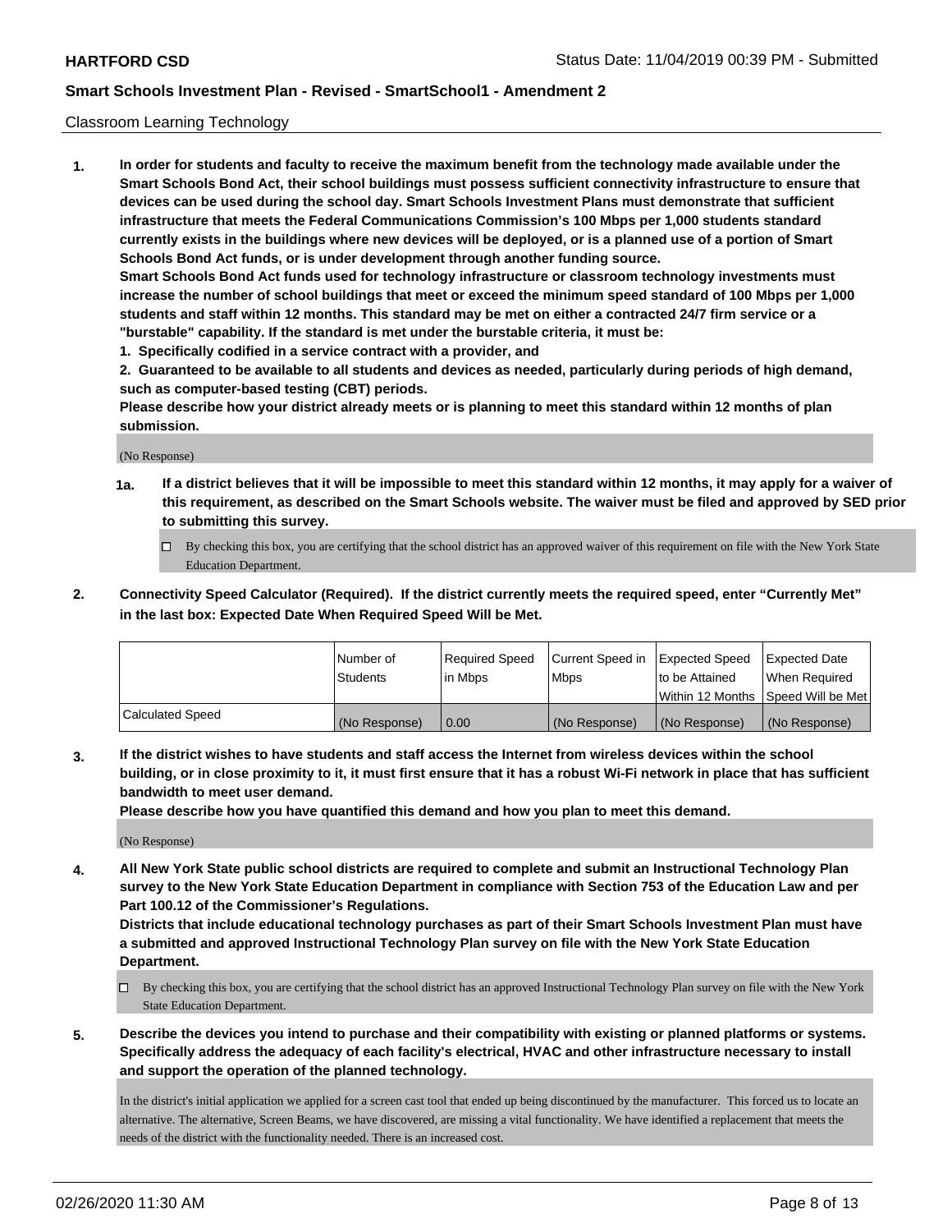Classroom Learning Technology

**1. In order for students and faculty to receive the maximum benefit from the technology made available under the Smart Schools Bond Act, their school buildings must possess sufficient connectivity infrastructure to ensure that devices can be used during the school day. Smart Schools Investment Plans must demonstrate that sufficient infrastructure that meets the Federal Communications Commission's 100 Mbps per 1,000 students standard currently exists in the buildings where new devices will be deployed, or is a planned use of a portion of Smart Schools Bond Act funds, or is under development through another funding source.**

**Smart Schools Bond Act funds used for technology infrastructure or classroom technology investments must increase the number of school buildings that meet or exceed the minimum speed standard of 100 Mbps per 1,000 students and staff within 12 months. This standard may be met on either a contracted 24/7 firm service or a "burstable" capability. If the standard is met under the burstable criteria, it must be:**

**1. Specifically codified in a service contract with a provider, and**

**2. Guaranteed to be available to all students and devices as needed, particularly during periods of high demand, such as computer-based testing (CBT) periods.**

**Please describe how your district already meets or is planning to meet this standard within 12 months of plan submission.**

(No Response)

**1a. If a district believes that it will be impossible to meet this standard within 12 months, it may apply for a waiver of this requirement, as described on the Smart Schools website. The waiver must be filed and approved by SED prior to submitting this survey.**

☐ By checking this box, you are certifying that the school district has an approved waiver of this requirement on file with the New York State Education Department.

**2. Connectivity Speed Calculator (Required). If the district currently meets the required speed, enter "Currently Met" in the last box: Expected Date When Required Speed Will be Met.**

| | Number of Students | Required Speed in Mbps | Current Speed in Mbps | Expected Speed to be Attained Within 12 Months | Expected Date When Required Speed Will be Met |
|---|---|---|---|---|---|
| Calculated Speed | (No Response) | 0.00 | (No Response) | (No Response) | (No Response) |

**3. If the district wishes to have students and staff access the Internet from wireless devices within the school building, or in close proximity to it, it must first ensure that it has a robust Wi-Fi network in place that has sufficient bandwidth to meet user demand.**

**Please describe how you have quantified this demand and how you plan to meet this demand.**

(No Response)

**4. All New York State public school districts are required to complete and submit an Instructional Technology Plan survey to the New York State Education Department in compliance with Section 753 of the Education Law and per Part 100.12 of the Commissioner's Regulations.**

**Districts that include educational technology purchases as part of their Smart Schools Investment Plan must have a submitted and approved Instructional Technology Plan survey on file with the New York State Education Department.**

☐ By checking this box, you are certifying that the school district has an approved Instructional Technology Plan survey on file with the New York State Education Department.

**5. Describe the devices you intend to purchase and their compatibility with existing or planned platforms or systems. Specifically address the adequacy of each facility's electrical, HVAC and other infrastructure necessary to install and support the operation of the planned technology.**

In the district's initial application we applied for a screen cast tool that ended up being discontinued by the manufacturer. This forced us to locate an alternative. The alternative, Screen Beams, we have discovered, are missing a vital functionality. We have identified a replacement that meets the needs of the district with the functionality needed. There is an increased cost.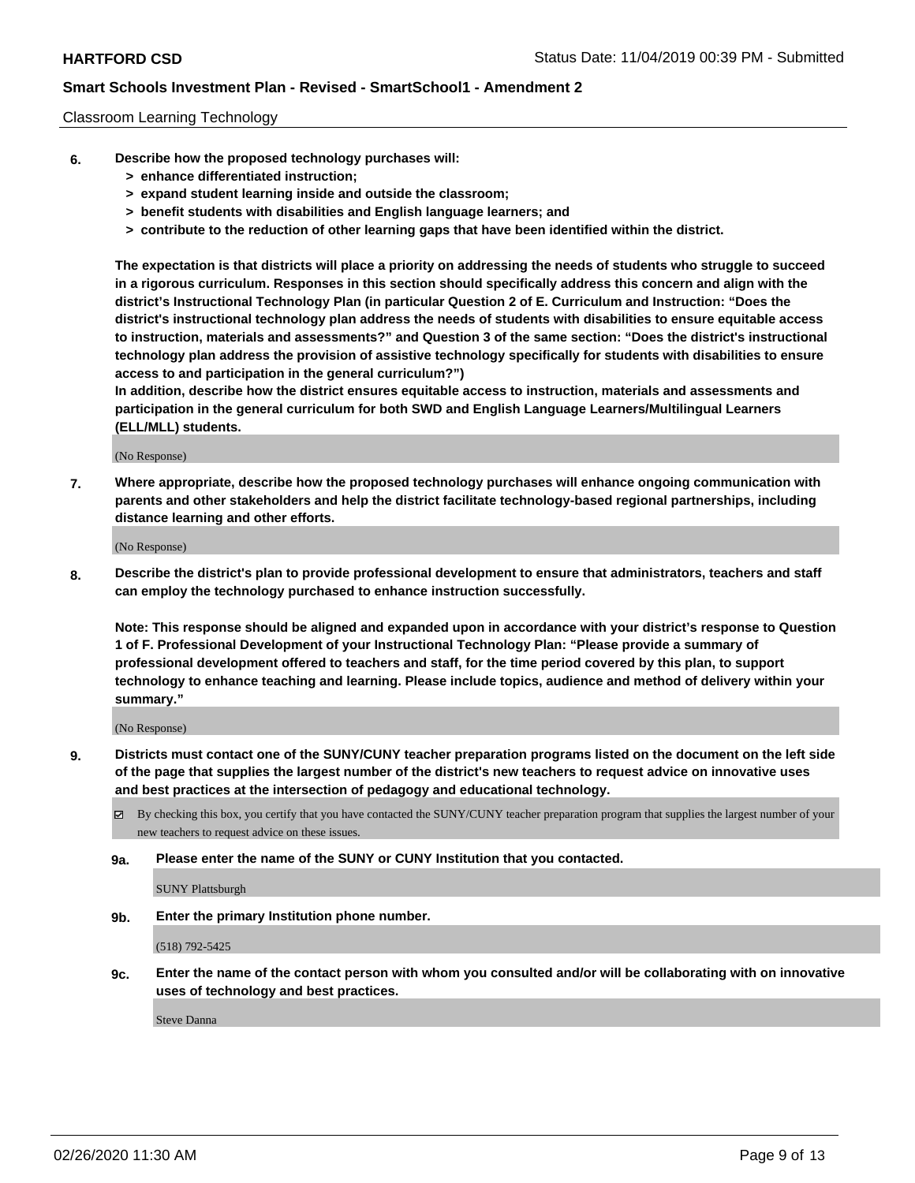Classroom Learning Technology

**6. Describe how the proposed technology purchases will:**
- **> enhance differentiated instruction;**
- **> expand student learning inside and outside the classroom;**
- **> benefit students with disabilities and English language learners; and**
- **> contribute to the reduction of other learning gaps that have been identified within the district.**

**The expectation is that districts will place a priority on addressing the needs of students who struggle to succeed in a rigorous curriculum. Responses in this section should specifically address this concern and align with the district's Instructional Technology Plan (in particular Question 2 of E. Curriculum and Instruction: "Does the district's instructional technology plan address the needs of students with disabilities to ensure equitable access to instruction, materials and assessments?" and Question 3 of the same section: "Does the district's instructional technology plan address the provision of assistive technology specifically for students with disabilities to ensure access to and participation in the general curriculum?")**

**In addition, describe how the district ensures equitable access to instruction, materials and assessments and participation in the general curriculum for both SWD and English Language Learners/Multilingual Learners (ELL/MLL) students.**

(No Response)

**7. Where appropriate, describe how the proposed technology purchases will enhance ongoing communication with parents and other stakeholders and help the district facilitate technology-based regional partnerships, including distance learning and other efforts.**

(No Response)

**8. Describe the district's plan to provide professional development to ensure that administrators, teachers and staff can employ the technology purchased to enhance instruction successfully.**

**Note: This response should be aligned and expanded upon in accordance with your district's response to Question 1 of F. Professional Development of your Instructional Technology Plan: "Please provide a summary of professional development offered to teachers and staff, for the time period covered by this plan, to support technology to enhance teaching and learning. Please include topics, audience and method of delivery within your summary."**

(No Response)

**9. Districts must contact one of the SUNY/CUNY teacher preparation programs listed on the document on the left side of the page that supplies the largest number of the district's new teachers to request advice on innovative uses and best practices at the intersection of pedagogy and educational technology.**

☑ By checking this box, you certify that you have contacted the SUNY/CUNY teacher preparation program that supplies the largest number of your new teachers to request advice on these issues.

**9a. Please enter the name of the SUNY or CUNY Institution that you contacted.**

SUNY Plattsburgh

**9b. Enter the primary Institution phone number.**

(518) 792-5425

**9c. Enter the name of the contact person with whom you consulted and/or will be collaborating with on innovative uses of technology and best practices.**

Steve Danna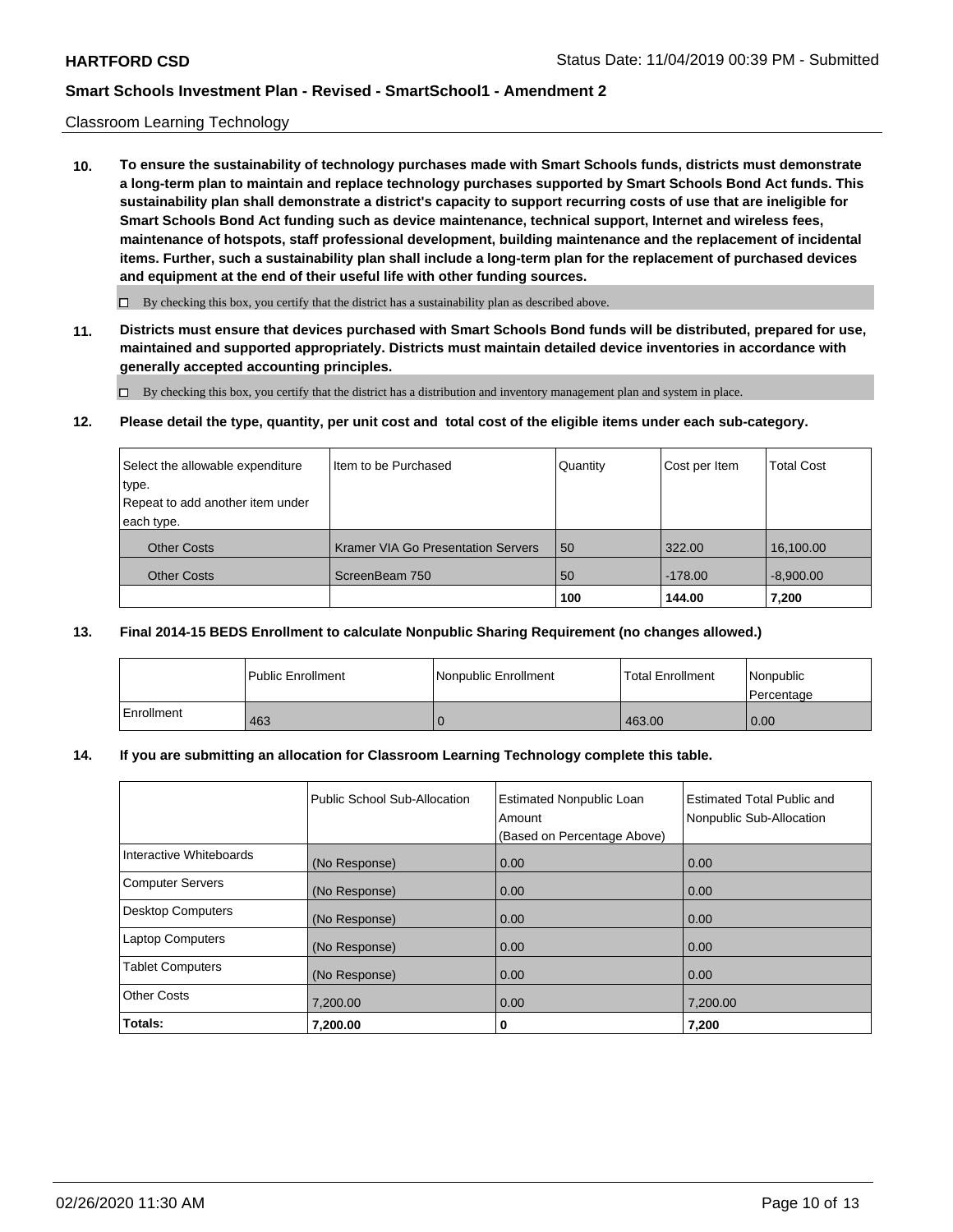Classroom Learning Technology

**10. To ensure the sustainability of technology purchases made with Smart Schools funds, districts must demonstrate a long-term plan to maintain and replace technology purchases supported by Smart Schools Bond Act funds. This sustainability plan shall demonstrate a district's capacity to support recurring costs of use that are ineligible for Smart Schools Bond Act funding such as device maintenance, technical support, Internet and wireless fees, maintenance of hotspots, staff professional development, building maintenance and the replacement of incidental items. Further, such a sustainability plan shall include a long-term plan for the replacement of purchased devices and equipment at the end of their useful life with other funding sources.**

☐ By checking this box, you certify that the district has a sustainability plan as described above.

**11. Districts must ensure that devices purchased with Smart Schools Bond funds will be distributed, prepared for use, maintained and supported appropriately. Districts must maintain detailed device inventories in accordance with generally accepted accounting principles.**

☐ By checking this box, you certify that the district has a distribution and inventory management plan and system in place.

**12. Please detail the type, quantity, per unit cost and total cost of the eligible items under each sub-category.**

| Select the allowable expenditure type. Repeat to add another item under each type. | Item to be Purchased | Quantity | Cost per Item | Total Cost |
|---|---|---|---|---|
| Other Costs | Kramer VIA Go Presentation Servers | 50 | 322.00 | 16,100.00 |
| Other Costs | ScreenBeam 750 | 50 | -178.00 | -8,900.00 |
| | | **100** | **144.00** | **7,200** |

**13. Final 2014-15 BEDS Enrollment to calculate Nonpublic Sharing Requirement (no changes allowed.)**

| | Public Enrollment | Nonpublic Enrollment | Total Enrollment | Nonpublic Percentage |
|---|---|---|---|---|
| Enrollment | 463 | 0 | 463.00 | 0.00 |

**14. If you are submitting an allocation for Classroom Learning Technology complete this table.**

| | Public School Sub-Allocation | Estimated Nonpublic Loan Amount (Based on Percentage Above) | Estimated Total Public and Nonpublic Sub-Allocation |
|---|---|---|---|
| Interactive Whiteboards | (No Response) | 0.00 | 0.00 |
| Computer Servers | (No Response) | 0.00 | 0.00 |
| Desktop Computers | (No Response) | 0.00 | 0.00 |
| Laptop Computers | (No Response) | 0.00 | 0.00 |
| Tablet Computers | (No Response) | 0.00 | 0.00 |
| Other Costs | 7,200.00 | 0.00 | 7,200.00 |
| **Totals:** | **7,200.00** | **0** | **7,200** |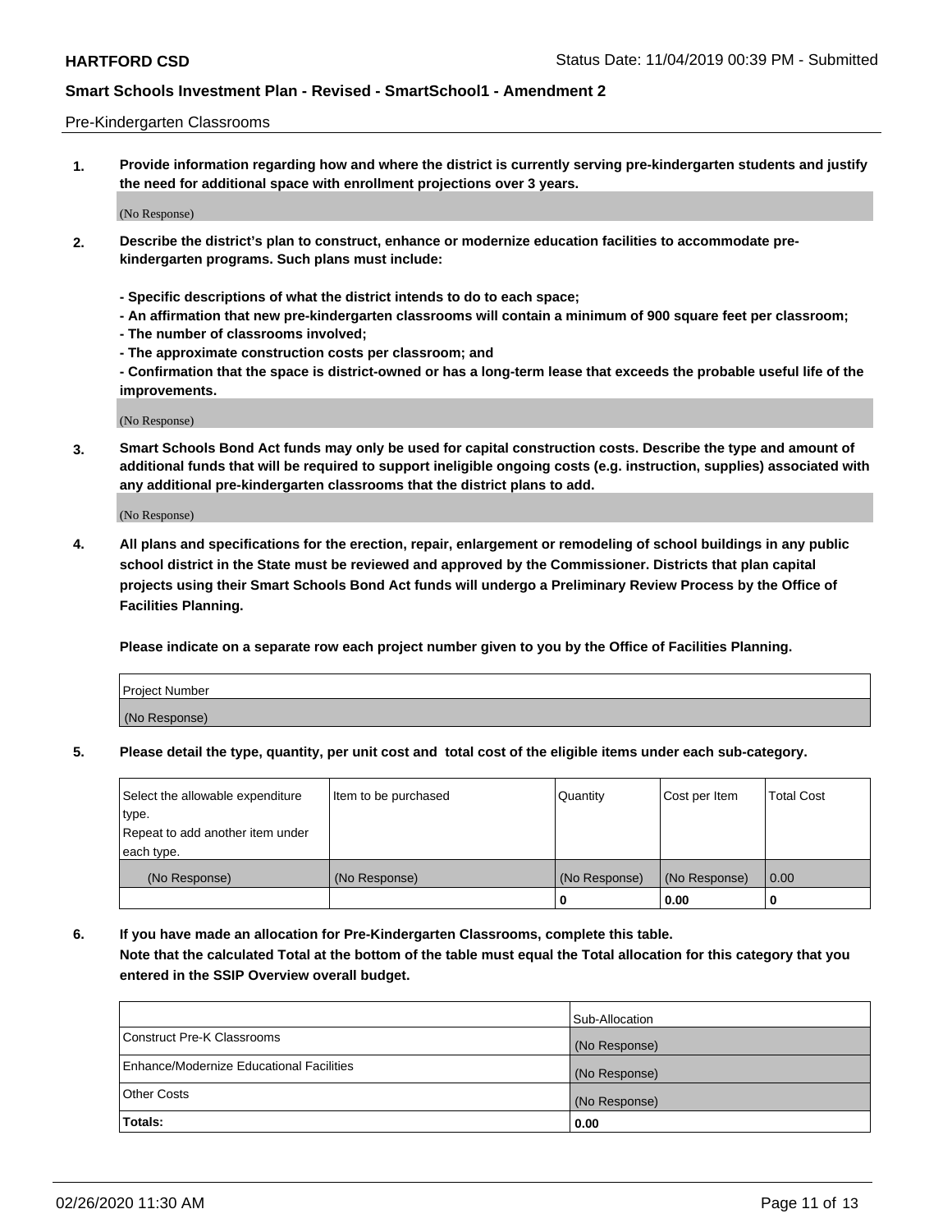Pre-Kindergarten Classrooms

**1. Provide information regarding how and where the district is currently serving pre-kindergarten students and justify the need for additional space with enrollment projections over 3 years.**

(No Response)

**2. Describe the district's plan to construct, enhance or modernize education facilities to accommodate pre-kindergarten programs. Such plans must include:**

**- Specific descriptions of what the district intends to do to each space;**
**- An affirmation that new pre-kindergarten classrooms will contain a minimum of 900 square feet per classroom;**
**- The number of classrooms involved;**
**- The approximate construction costs per classroom; and**
**- Confirmation that the space is district-owned or has a long-term lease that exceeds the probable useful life of the improvements.**

(No Response)

**3. Smart Schools Bond Act funds may only be used for capital construction costs. Describe the type and amount of additional funds that will be required to support ineligible ongoing costs (e.g. instruction, supplies) associated with any additional pre-kindergarten classrooms that the district plans to add.**

(No Response)

**4. All plans and specifications for the erection, repair, enlargement or remodeling of school buildings in any public school district in the State must be reviewed and approved by the Commissioner. Districts that plan capital projects using their Smart Schools Bond Act funds will undergo a Preliminary Review Process by the Office of Facilities Planning.**

**Please indicate on a separate row each project number given to you by the Office of Facilities Planning.**

| Project Number |
|---|
| (No Response) |

**5. Please detail the type, quantity, per unit cost and total cost of the eligible items under each sub-category.**

| Select the allowable expenditure type. Repeat to add another item under each type. | Item to be purchased | Quantity | Cost per Item | Total Cost |
|---|---|---|---|---|
| (No Response) | (No Response) | (No Response) | (No Response) | 0.00 |
| | | 0 | 0.00 | 0 |

**6. If you have made an allocation for Pre-Kindergarten Classrooms, complete this table.**
**Note that the calculated Total at the bottom of the table must equal the Total allocation for this category that you entered in the SSIP Overview overall budget.**

| | Sub-Allocation |
|---|---|
| Construct Pre-K Classrooms | (No Response) |
| Enhance/Modernize Educational Facilities | (No Response) |
| Other Costs | (No Response) |
| **Totals:** | **0.00** |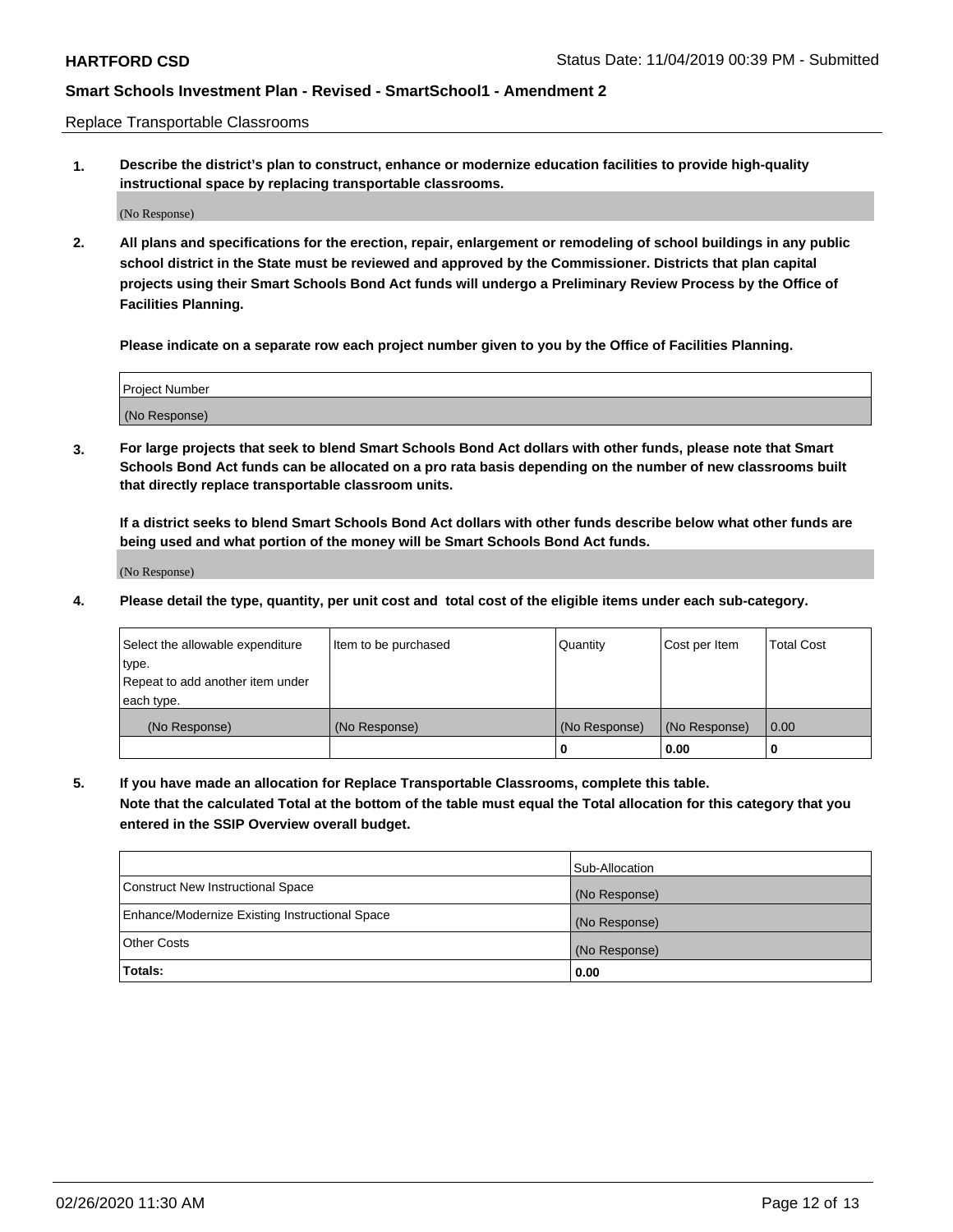Replace Transportable Classrooms

**1. Describe the district's plan to construct, enhance or modernize education facilities to provide high-quality instructional space by replacing transportable classrooms.**

(No Response)

**2. All plans and specifications for the erection, repair, enlargement or remodeling of school buildings in any public school district in the State must be reviewed and approved by the Commissioner. Districts that plan capital projects using their Smart Schools Bond Act funds will undergo a Preliminary Review Process by the Office of Facilities Planning.**

**Please indicate on a separate row each project number given to you by the Office of Facilities Planning.**

| Project Number |
| --- |
| (No Response) |

**3. For large projects that seek to blend Smart Schools Bond Act dollars with other funds, please note that Smart Schools Bond Act funds can be allocated on a pro rata basis depending on the number of new classrooms built that directly replace transportable classroom units.**

**If a district seeks to blend Smart Schools Bond Act dollars with other funds describe below what other funds are being used and what portion of the money will be Smart Schools Bond Act funds.**

(No Response)

**4. Please detail the type, quantity, per unit cost and total cost of the eligible items under each sub-category.**

| Select the allowable expenditure type. Repeat to add another item under each type. | Item to be purchased | Quantity | Cost per Item | Total Cost |
| --- | --- | --- | --- | --- |
| (No Response) | (No Response) | (No Response) | (No Response) | 0.00 |
| | | 0 | 0.00 | 0 |

**5. If you have made an allocation for Replace Transportable Classrooms, complete this table. Note that the calculated Total at the bottom of the table must equal the Total allocation for this category that you entered in the SSIP Overview overall budget.**

| | Sub-Allocation |
| --- | --- |
| Construct New Instructional Space | (No Response) |
| Enhance/Modernize Existing Instructional Space | (No Response) |
| Other Costs | (No Response) |
| **Totals:** | **0.00** |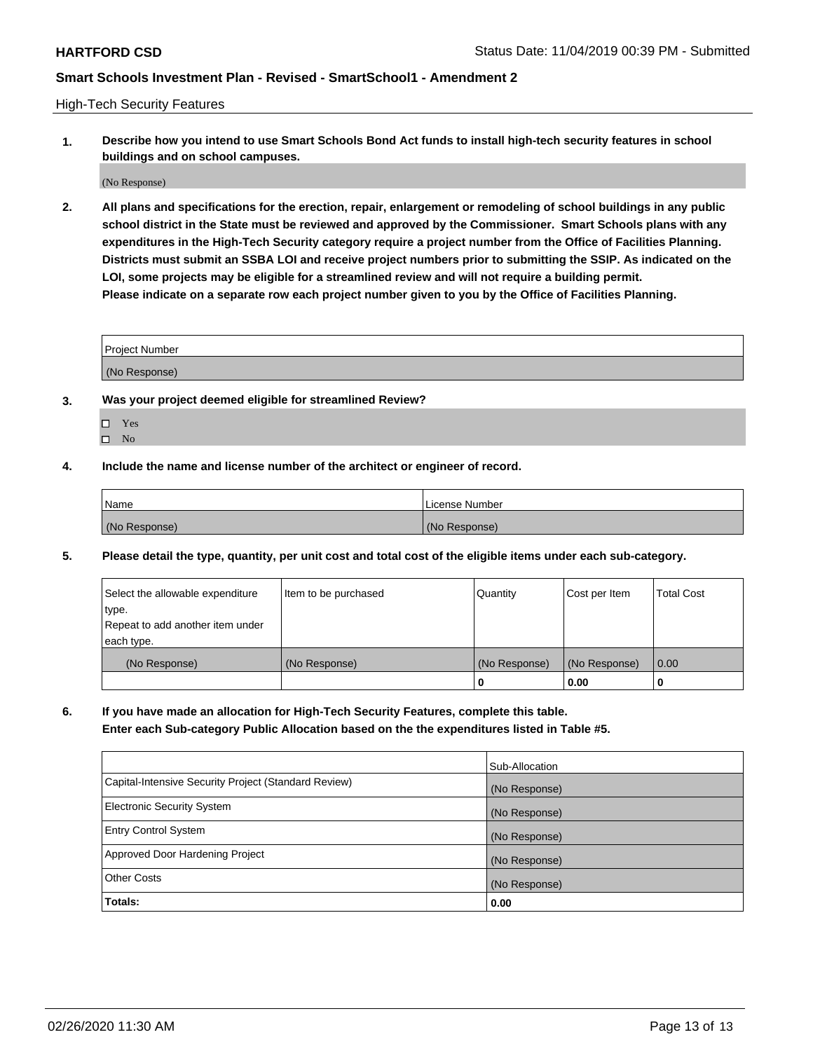**HARTFORD CSD** Status Date: 11/04/2019 00:39 PM - Submitted

## Smart Schools Investment Plan - Revised - SmartSchool1 - Amendment 2

High-Tech Security Features

**1. Describe how you intend to use Smart Schools Bond Act funds to install high-tech security features in school buildings and on school campuses.**

(No Response)

**2. All plans and specifications for the erection, repair, enlargement or remodeling of school buildings in any public school district in the State must be reviewed and approved by the Commissioner. Smart Schools plans with any expenditures in the High-Tech Security category require a project number from the Office of Facilities Planning. Districts must submit an SSBA LOI and receive project numbers prior to submitting the SSIP. As indicated on the LOI, some projects may be eligible for a streamlined review and will not require a building permit. Please indicate on a separate row each project number given to you by the Office of Facilities Planning.**

| Project Number |
|---|
| (No Response) |

**3. Was your project deemed eligible for streamlined Review?**

- ☐ Yes
- ☐ No

**4. Include the name and license number of the architect or engineer of record.**

| Name | License Number |
|---|---|
| (No Response) | (No Response) |

**5. Please detail the type, quantity, per unit cost and total cost of the eligible items under each sub-category.**

| Select the allowable expenditure type. Repeat to add another item under each type. | Item to be purchased | Quantity | Cost per Item | Total Cost |
|---|---|---|---|---|
| (No Response) | (No Response) | (No Response) | (No Response) | 0.00 |
| | | 0 | 0.00 | 0 |

**6. If you have made an allocation for High-Tech Security Features, complete this table. Enter each Sub-category Public Allocation based on the the expenditures listed in Table #5.**

| | Sub-Allocation |
|---|---|
| Capital-Intensive Security Project (Standard Review) | (No Response) |
| Electronic Security System | (No Response) |
| Entry Control System | (No Response) |
| Approved Door Hardening Project | (No Response) |
| Other Costs | (No Response) |
| **Totals:** | **0.00** |

02/26/2020 11:30 AM